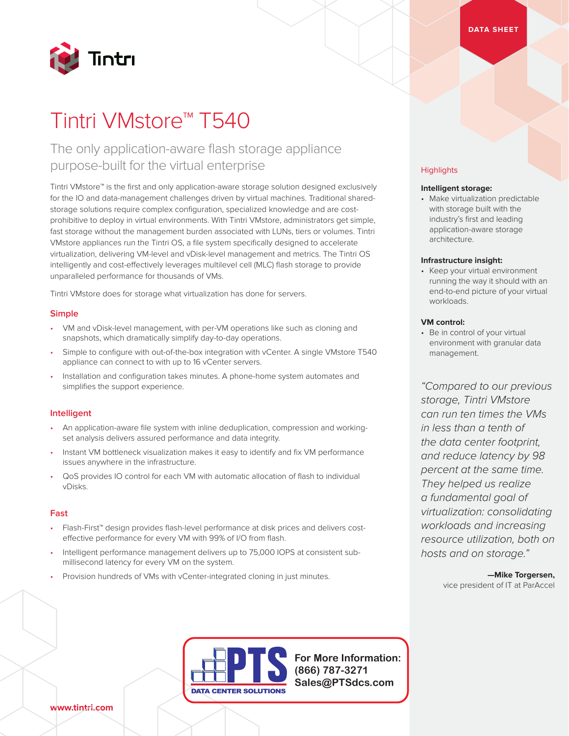DATA SHEET

# Tintri VMstore™ T540

## The only application-aware flash storage appliance purpose-built for the virtual enterprise

Tintri VMstore™ is the first and only application-aware storage solution designed exclusively for the IO and data-management challenges driven by virtual machines. Traditional shared-storage solutions require complex configuration, specialized knowledge and are cost-prohibitive to deploy in virtual environments. With Tintri VMstore, administrators get simple, fast storage without the management burden associated with LUNs, tiers or volumes. Tintri VMstore appliances run the Tintri OS, a file system specifically designed to accelerate virtualization, delivering VM-level and vDisk-level management and metrics. The Tintri OS intelligently and cost-effectively leverages multilevel cell (MLC) flash storage to provide unparalleled performance for thousands of VMs.

Tintri VMstore does for storage what virtualization has done for servers.

### Simple

- VM and vDisk-level management, with per-VM operations like such as cloning and snapshots, which dramatically simplify day-to-day operations.
- Simple to configure with out-of-the-box integration with vCenter. A single VMstore T540 appliance can connect to with up to 16 vCenter servers.
- Installation and configuration takes minutes. A phone-home system automates and simplifies the support experience.

### Intelligent

- An application-aware file system with inline deduplication, compression and working-set analysis delivers assured performance and data integrity.
- Instant VM bottleneck visualization makes it easy to identify and fix VM performance issues anywhere in the infrastructure.
- QoS provides IO control for each VM with automatic allocation of flash to individual vDisks.

### Fast

- Flash-First™ design provides flash-level performance at disk prices and delivers cost-effective performance for every VM with 99% of I/O from flash.
- Intelligent performance management delivers up to 75,000 IOPS at consistent sub-millisecond latency for every VM on the system.
- Provision hundreds of VMs with vCenter-integrated cloning in just minutes.

### Highlights

**Intelligent storage:**

- Make virtualization predictable with storage built with the industry's first and leading application-aware storage architecture.

**Infrastructure insight:**

- Keep your virtual environment running the way it should with an end-to-end picture of your virtual workloads.

**VM control:**

- Be in control of your virtual environment with granular data management.

*"Compared to our previous storage, Tintri VMstore can run ten times the VMs in less than a tenth of the data center footprint, and reduce latency by 98 percent at the same time. They helped us realize a fundamental goal of virtualization: consolidating workloads and increasing resource utilization, both on hosts and on storage."*

**—Mike Torgersen,**
vice president of IT at ParAccel

PTS DATA CENTER SOLUTIONS

**For More Information:**
**(866) 787-3271**
**Sales@PTSdcs.com**

www.tintri.com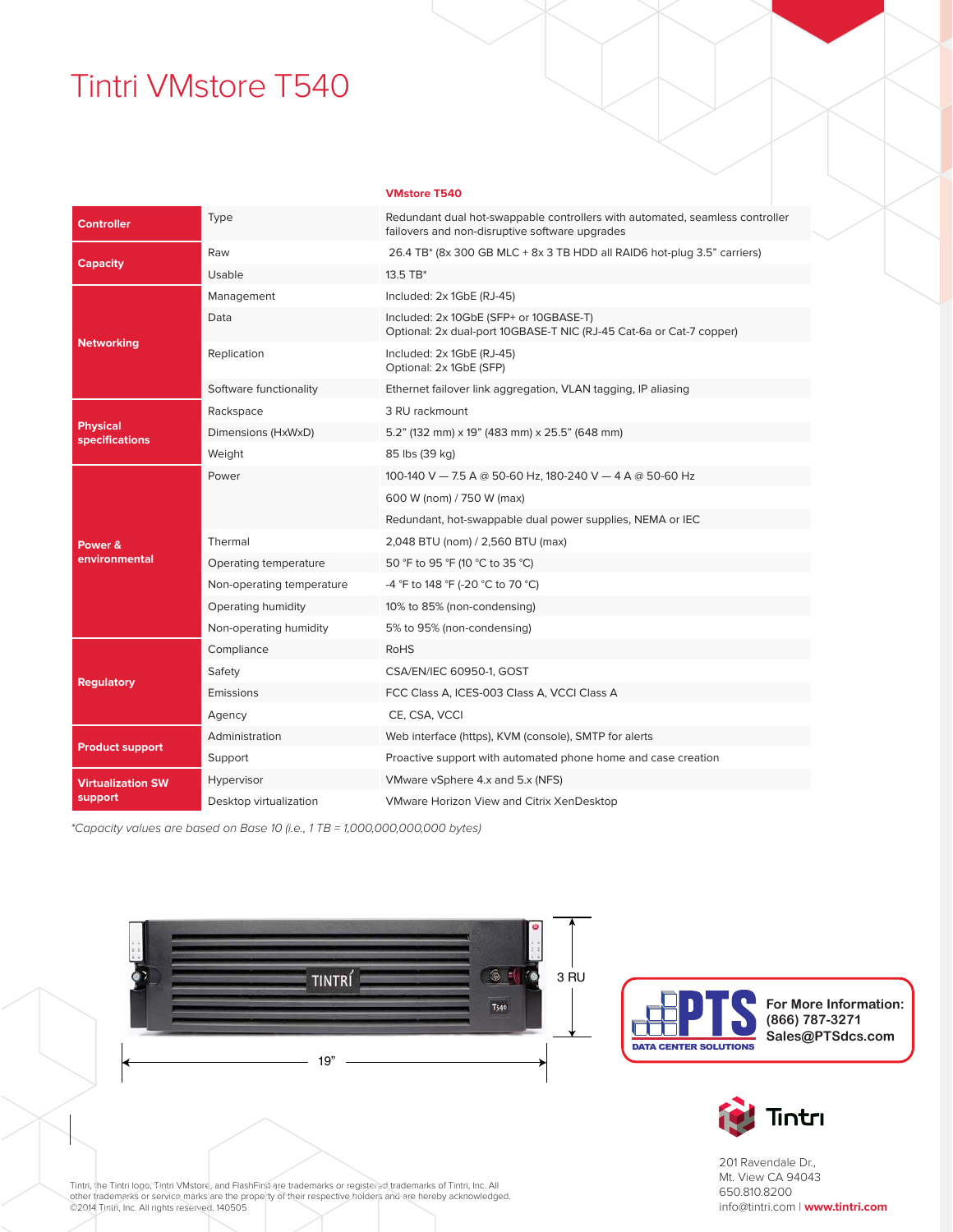# Tintri VMstore T540

| | | VMstore T540 |
|---|---|---|
| **Controller** | Type | Redundant dual hot-swappable controllers with automated, seamless controller failovers and non-disruptive software upgrades |
| **Capacity** | Raw | 26.4 TB* (8x 300 GB MLC + 8x 3 TB HDD all RAID6 hot-plug 3.5" carriers) |
| | Usable | 13.5 TB* |
| **Networking** | Management | Included: 2x 1GbE (RJ-45) |
| | Data | Included: 2x 10GbE (SFP+ or 10GBASE-T)<br>Optional: 2x dual-port 10GBASE-T NIC (RJ-45 Cat-6a or Cat-7 copper) |
| | Replication | Included: 2x 1GbE (RJ-45)<br>Optional: 2x 1GbE (SFP) |
| | Software functionality | Ethernet failover link aggregation, VLAN tagging, IP aliasing |
| **Physical specifications** | Rackspace | 3 RU rackmount |
| | Dimensions (HxWxD) | 5.2" (132 mm) x 19" (483 mm) x 25.5" (648 mm) |
| | Weight | 85 lbs (39 kg) |
| **Power & environmental** | Power | 100-140 V — 7.5 A @ 50-60 Hz, 180-240 V — 4 A @ 50-60 Hz |
| | | 600 W (nom) / 750 W (max) |
| | | Redundant, hot-swappable dual power supplies, NEMA or IEC |
| | Thermal | 2,048 BTU (nom) / 2,560 BTU (max) |
| | Operating temperature | 50 °F to 95 °F (10 °C to 35 °C) |
| | Non-operating temperature | -4 °F to 148 °F (-20 °C to 70 °C) |
| | Operating humidity | 10% to 85% (non-condensing) |
| | Non-operating humidity | 5% to 95% (non-condensing) |
| **Regulatory** | Compliance | RoHS |
| | Safety | CSA/EN/IEC 60950-1, GOST |
| | Emissions | FCC Class A, ICES-003 Class A, VCCI Class A |
| | Agency | CE, CSA, VCCI |
| **Product support** | Administration | Web interface (https), KVM (console), SMTP for alerts |
| | Support | Proactive support with automated phone home and case creation |
| **Virtualization SW support** | Hypervisor | VMware vSphere 4.x and 5.x (NFS) |
| | Desktop virtualization | VMware Horizon View and Citrix XenDesktop |

*\*Capacity values are based on Base 10 (i.e., 1 TB = 1,000,000,000,000 bytes)*

3 RU

19"

PTS DATA CENTER SOLUTIONS

**For More Information:**
**(866) 787-3271**
**Sales@PTSdcs.com**

Tintri

201 Ravendale Dr.,
Mt. View CA 94043
650.810.8200
info@tintri.com | **www.tintri.com**

Tintri, the Tintri logo, Tintri VMstore, and FlashFirst are trademarks or registered trademarks of Tintri, Inc. All other trademarks or service marks are the property of their respective holders and are hereby acknowledged. ©2014 Tintri, Inc. All rights reserved. 140505